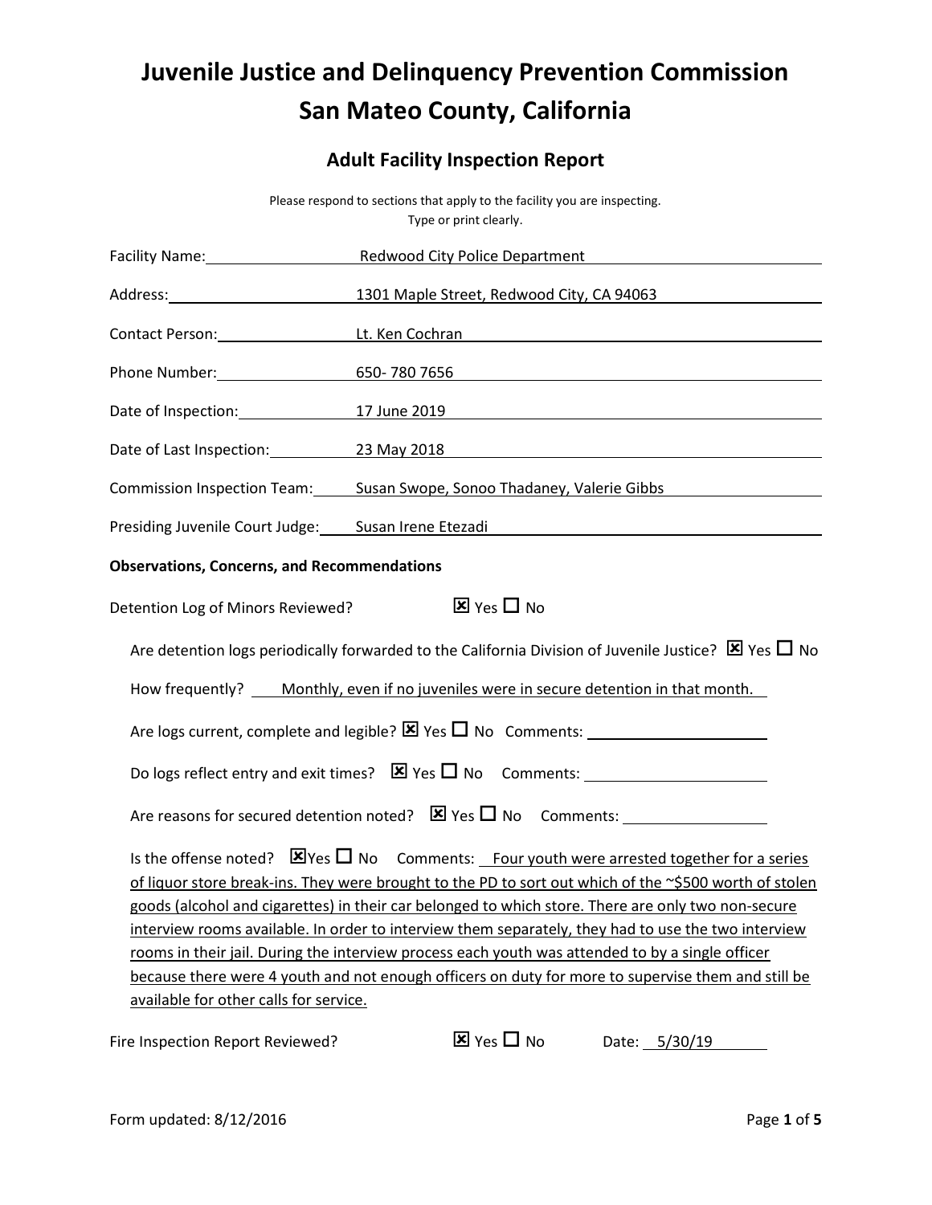# Juvenile Justice and Delinquency Prevention Commission
# San Mateo County, California

## Adult Facility Inspection Report

Please respond to sections that apply to the facility you are inspecting.
Type or print clearly.

Facility Name: Redwood City Police Department

Address: 1301 Maple Street, Redwood City, CA 94063

Contact Person: Lt. Ken Cochran

Phone Number: 650- 780 7656

Date of Inspection: 17 June 2019

Date of Last Inspection: 23 May 2018

Commission Inspection Team: Susan Swope, Sonoo Thadaney, Valerie Gibbs

Presiding Juvenile Court Judge: Susan Irene Etezadi

**Observations, Concerns, and Recommendations**

Detention Log of Minors Reviewed? ☒ Yes ☐ No

Are detention logs periodically forwarded to the California Division of Juvenile Justice? ☒ Yes ☐ No

How frequently? Monthly, even if no juveniles were in secure detention in that month.

Are logs current, complete and legible? ☒ Yes ☐ No Comments:

Do logs reflect entry and exit times? ☒ Yes ☐ No Comments:

Are reasons for secured detention noted? ☒ Yes ☐ No Comments:

Is the offense noted? ☒ Yes ☐ No Comments: Four youth were arrested together for a series of liquor store break-ins. They were brought to the PD to sort out which of the ~$500 worth of stolen goods (alcohol and cigarettes) in their car belonged to which store. There are only two non-secure interview rooms available. In order to interview them separately, they had to use the two interview rooms in their jail. During the interview process each youth was attended to by a single officer because there were 4 youth and not enough officers on duty for more to supervise them and still be available for other calls for service.

Fire Inspection Report Reviewed? ☒ Yes ☐ No Date: 5/30/19

Form updated: 8/12/2016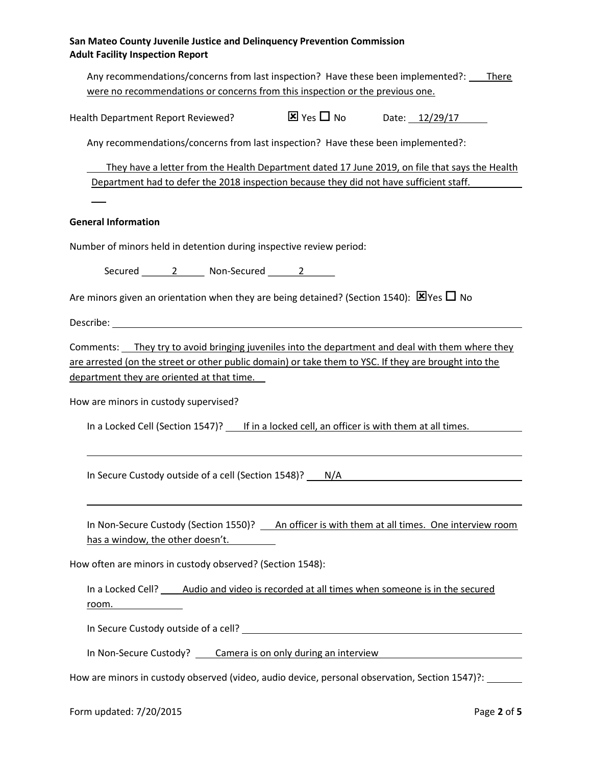**San Mateo County Juvenile Justice and Delinquency Prevention Commission**
**Adult Facility Inspection Report**

Any recommendations/concerns from last inspection? Have these been implemented?: There were no recommendations or concerns from this inspection or the previous one.

Health Department Report Reviewed? ☒ Yes ☐ No Date: 12/29/17

Any recommendations/concerns from last inspection? Have these been implemented?:

They have a letter from the Health Department dated 17 June 2019, on file that says the Health Department had to defer the 2018 inspection because they did not have sufficient staff.

**General Information**

Number of minors held in detention during inspective review period:

Secured 2 Non-Secured 2

Are minors given an orientation when they are being detained? (Section 1540): ☒Yes ☐ No

Describe:

Comments: They try to avoid bringing juveniles into the department and deal with them where they are arrested (on the street or other public domain) or take them to YSC. If they are brought into the department they are oriented at that time.

How are minors in custody supervised?

In a Locked Cell (Section 1547)? If in a locked cell, an officer is with them at all times.

In Secure Custody outside of a cell (Section 1548)? N/A

In Non-Secure Custody (Section 1550)? An officer is with them at all times. One interview room has a window, the other doesn't.

How often are minors in custody observed? (Section 1548):

In a Locked Cell? Audio and video is recorded at all times when someone is in the secured room.

In Secure Custody outside of a cell?

In Non-Secure Custody? Camera is on only during an interview

How are minors in custody observed (video, audio device, personal observation, Section 1547)?: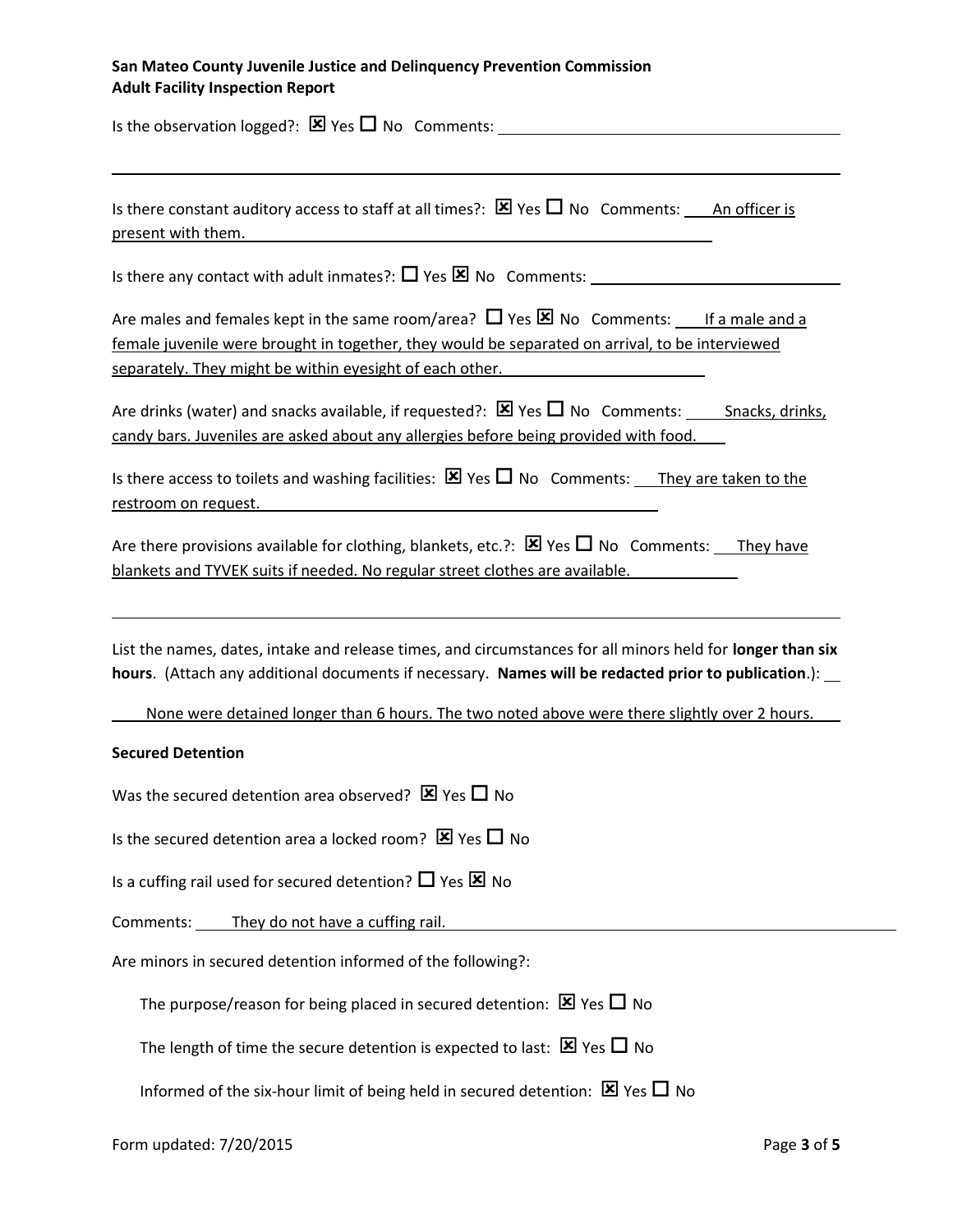**San Mateo County Juvenile Justice and Delinquency Prevention Commission**
**Adult Facility Inspection Report**

Is the observation logged?: ☒ Yes ☐ No Comments:

---

Is there constant auditory access to staff at all times?: ☒ Yes ☐ No Comments: An officer is present with them.

Is there any contact with adult inmates?: ☐ Yes ☒ No Comments:

Are males and females kept in the same room/area? ☐ Yes ☒ No Comments: If a male and a female juvenile were brought in together, they would be separated on arrival, to be interviewed separately. They might be within eyesight of each other.

Are drinks (water) and snacks available, if requested?: ☒ Yes ☐ No Comments: Snacks, drinks, candy bars. Juveniles are asked about any allergies before being provided with food.

Is there access to toilets and washing facilities: ☒ Yes ☐ No Comments: They are taken to the restroom on request.

Are there provisions available for clothing, blankets, etc.?: ☒ Yes ☐ No Comments: They have blankets and TYVEK suits if needed. No regular street clothes are available.

---

List the names, dates, intake and release times, and circumstances for all minors held for **longer than six hours**. (Attach any additional documents if necessary. **Names will be redacted prior to publication**.):

None were detained longer than 6 hours. The two noted above were there slightly over 2 hours.

**Secured Detention**

Was the secured detention area observed? ☒ Yes ☐ No

Is the secured detention area a locked room? ☒ Yes ☐ No

Is a cuffing rail used for secured detention? ☐ Yes ☒ No

Comments: They do not have a cuffing rail.

Are minors in secured detention informed of the following?:

- The purpose/reason for being placed in secured detention: ☒ Yes ☐ No
- The length of time the secure detention is expected to last: ☒ Yes ☐ No
- Informed of the six-hour limit of being held in secured detention: ☒ Yes ☐ No

Form updated: 7/20/2015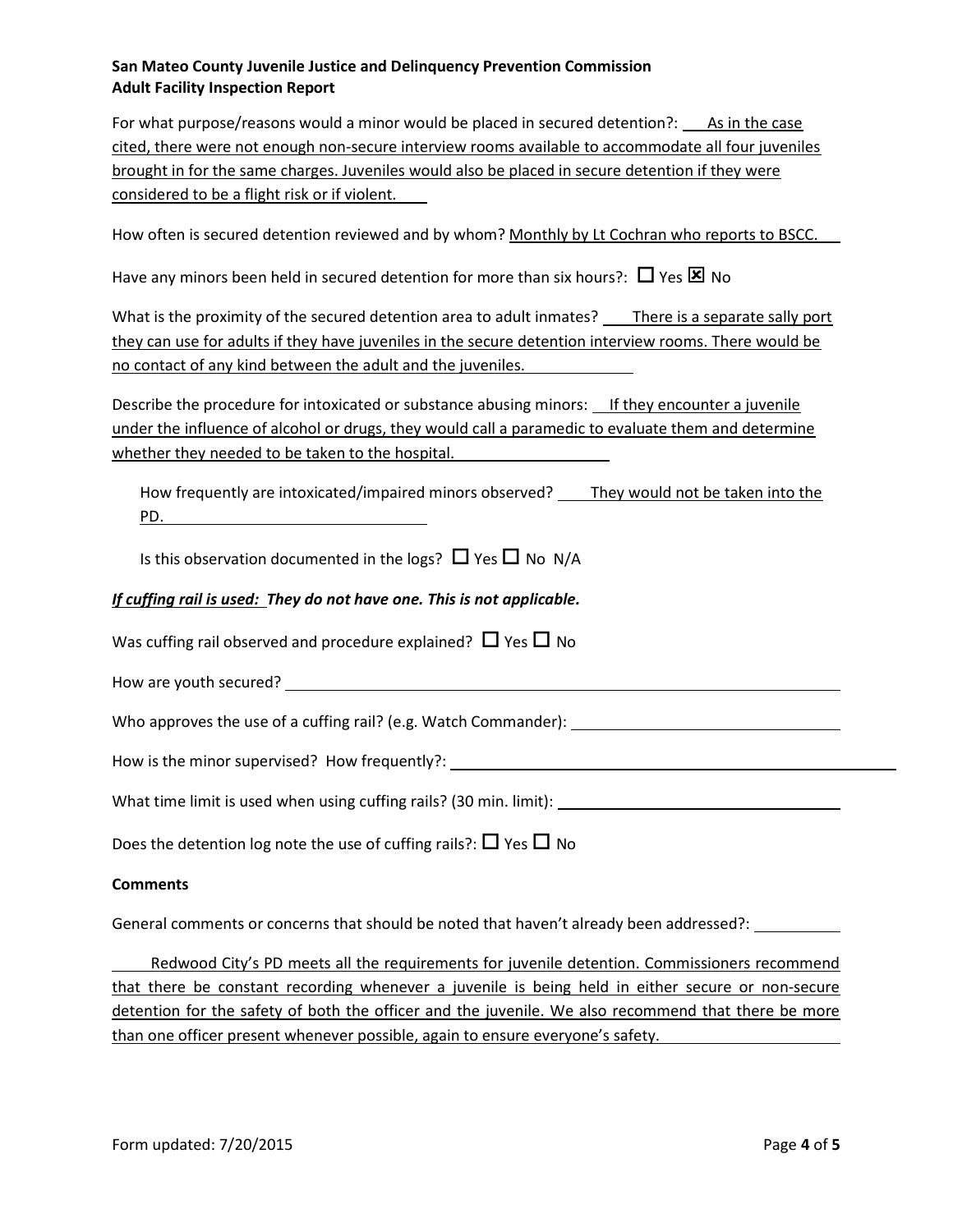**San Mateo County Juvenile Justice and Delinquency Prevention Commission**
**Adult Facility Inspection Report**

For what purpose/reasons would a minor would be placed in secured detention?: As in the case cited, there were not enough non-secure interview rooms available to accommodate all four juveniles brought in for the same charges. Juveniles would also be placed in secure detention if they were considered to be a flight risk or if violent.

How often is secured detention reviewed and by whom? Monthly by Lt Cochran who reports to BSCC.

Have any minors been held in secured detention for more than six hours?: ☐ Yes ☒ No

What is the proximity of the secured detention area to adult inmates? There is a separate sally port they can use for adults if they have juveniles in the secure detention interview rooms. There would be no contact of any kind between the adult and the juveniles.

Describe the procedure for intoxicated or substance abusing minors: If they encounter a juvenile under the influence of alcohol or drugs, they would call a paramedic to evaluate them and determine whether they needed to be taken to the hospital.

How frequently are intoxicated/impaired minors observed? They would not be taken into the PD.

Is this observation documented in the logs? ☐ Yes ☐ No N/A

***If cuffing rail is used:* They do not have one. This is not applicable.**

Was cuffing rail observed and procedure explained? ☐ Yes ☐ No

How are youth secured? \_\_\_\_\_\_\_\_\_\_

Who approves the use of a cuffing rail? (e.g. Watch Commander): \_\_\_\_\_\_\_\_\_\_

How is the minor supervised? How frequently?: \_\_\_\_\_\_\_\_\_\_

What time limit is used when using cuffing rails? (30 min. limit): \_\_\_\_\_\_\_\_\_\_

Does the detention log note the use of cuffing rails?: ☐ Yes ☐ No

**Comments**

General comments or concerns that should be noted that haven't already been addressed?:

Redwood City's PD meets all the requirements for juvenile detention. Commissioners recommend that there be constant recording whenever a juvenile is being held in either secure or non-secure detention for the safety of both the officer and the juvenile. We also recommend that there be more than one officer present whenever possible, again to ensure everyone's safety.

Form updated: 7/20/2015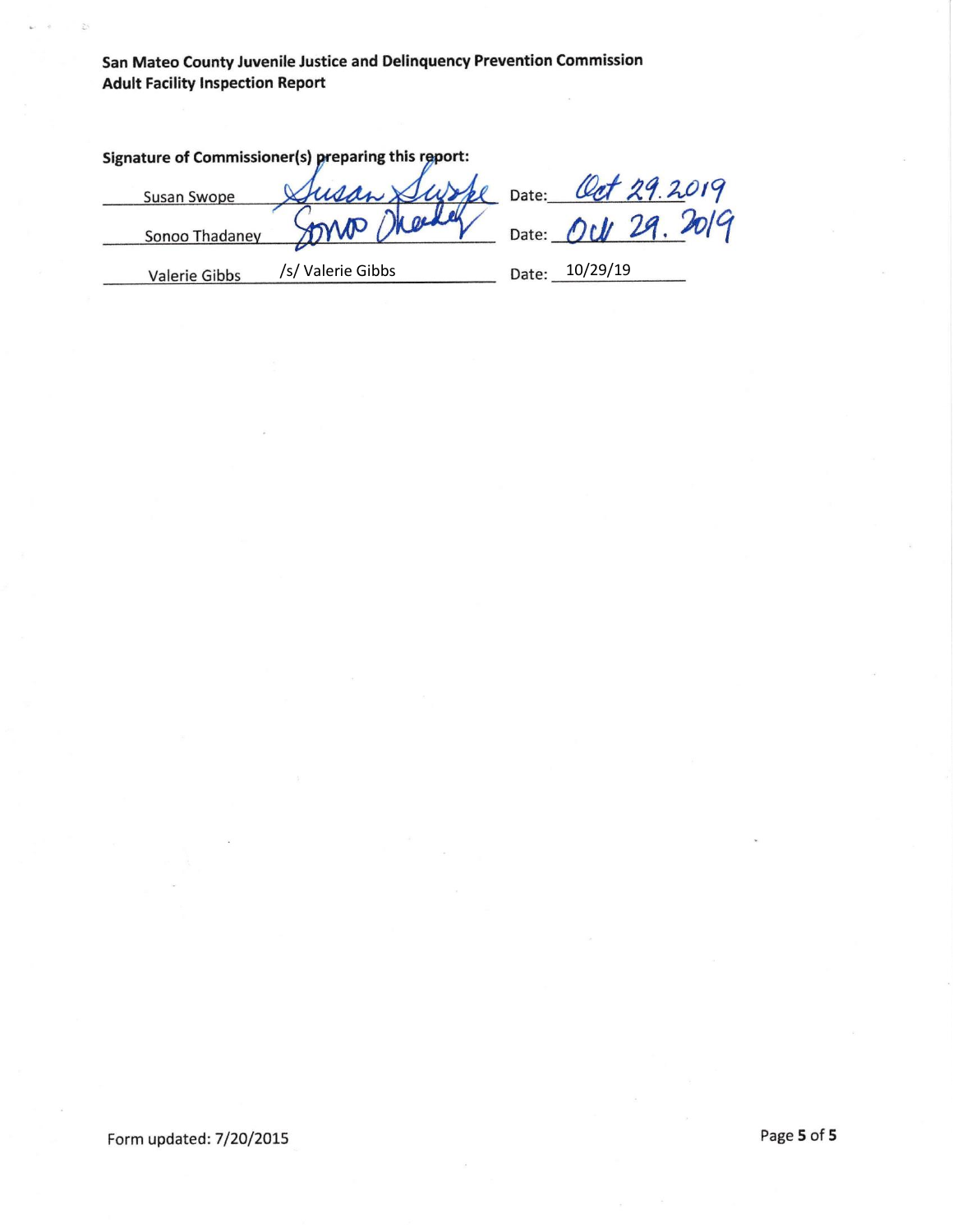**San Mateo County Juvenile Justice and Delinquency Prevention Commission**
**Adult Facility Inspection Report**

**Signature of Commissioner(s) preparing this report:**

| | | |
|---|---|---|
| Susan Swope | Susan Swope | Date: Oct 29. 2019 |
| Sonoo Thadaney | Sonoo Thadaney | Date: Oct 29. 2019 |
| Valerie Gibbs | /s/ Valerie Gibbs | Date: 10/29/19 |

Form updated: 7/20/2015